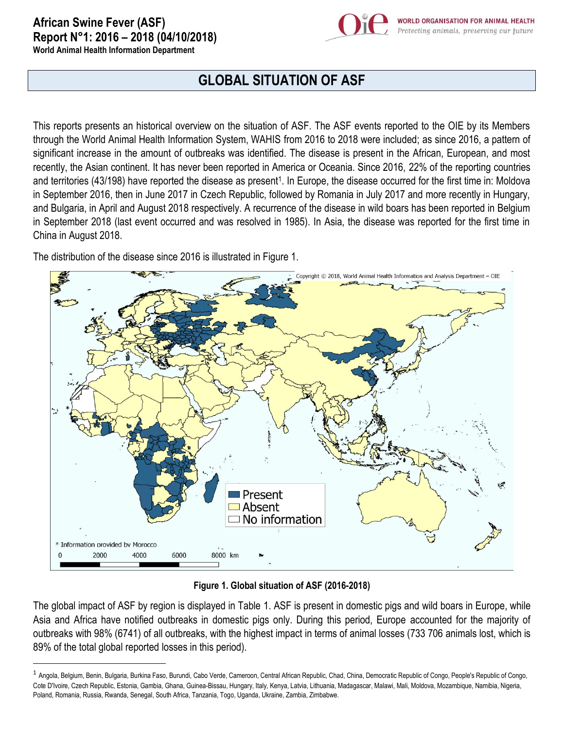# African Swine Fever (ASF)

## Report N°1: 2016 – 2018 (04/10/2018)

**World Animal Health Information Department**

WORLD ORGANISATION FOR ANIMAL HEALTH
*Protecting animals, preserving our future*

## GLOBAL SITUATION OF ASF

This reports presents an historical overview on the situation of ASF. The ASF events reported to the OIE by its Members through the World Animal Health Information System, WAHIS from 2016 to 2018 were included; as since 2016, a pattern of significant increase in the amount of outbreaks was identified. The disease is present in the African, European, and most recently, the Asian continent. It has never been reported in America or Oceania. Since 2016, 22% of the reporting countries and territories (43/198) have reported the disease as present[1]. In Europe, the disease occurred for the first time in: Moldova in September 2016, then in June 2017 in Czech Republic, followed by Romania in July 2017 and more recently in Hungary, and Bulgaria, in April and August 2018 respectively. A recurrence of the disease in wild boars has been reported in Belgium in September 2018 (last event occurred and was resolved in 1985). In Asia, the disease was reported for the first time in China in August 2018.

The distribution of the disease since 2016 is illustrated in Figure 1.

**Figure 1. Global situation of ASF (2016-2018)**

The global impact of ASF by region is displayed in Table 1. ASF is present in domestic pigs and wild boars in Europe, while Asia and Africa have notified outbreaks in domestic pigs only. During this period, Europe accounted for the majority of outbreaks with 98% (6741) of all outbreaks, with the highest impact in terms of animal losses (733 706 animals lost, which is 89% of the total global reported losses in this period).

[1] Angola, Belgium, Benin, Bulgaria, Burkina Faso, Burundi, Cabo Verde, Cameroon, Central African Republic, Chad, China, Democratic Republic of Congo, People's Republic of Congo, Cote D'Ivoire, Czech Republic, Estonia, Gambia, Ghana, Guinea-Bissau, Hungary, Italy, Kenya, Latvia, Lithuania, Madagascar, Malawi, Mali, Moldova, Mozambique, Namibia, Nigeria, Poland, Romania, Russia, Rwanda, Senegal, South Africa, Tanzania, Togo, Uganda, Ukraine, Zambia, Zimbabwe.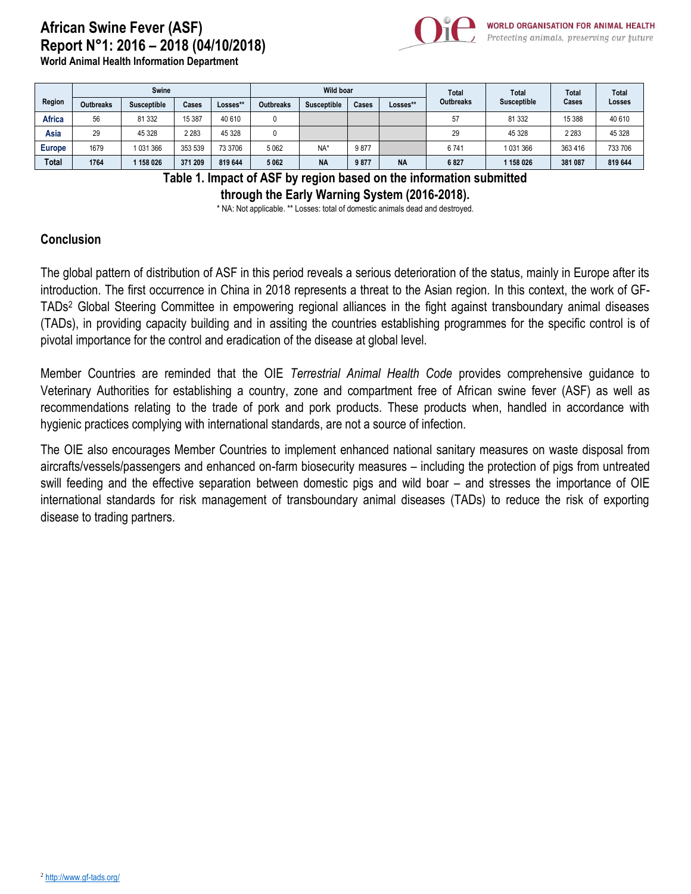# African Swine Fever (ASF)
# Report N°1: 2016 – 2018 (04/10/2018)

**World Animal Health Information Department**

| Region | Swine | | | | Wild boar | | | | Total Outbreaks | Total Susceptible | Total Cases | Total Losses |
|---|---|---|---|---|---|---|---|---|---|---|---|---|
| | Outbreaks | Susceptible | Cases | Losses** | Outbreaks | Susceptible | Cases | Losses** | | | | |
| **Africa** | 56 | 81 332 | 15 387 | 40 610 | 0 | | | | 57 | 81 332 | 15 388 | 40 610 |
| **Asia** | 29 | 45 328 | 2 283 | 45 328 | 0 | | | | 29 | 45 328 | 2 283 | 45 328 |
| **Europe** | 1679 | 1 031 366 | 353 539 | 73 3706 | 5 062 | NA* | 9 877 | | 6 741 | 1 031 366 | 363 416 | 733 706 |
| **Total** | **1764** | **1 158 026** | **371 209** | **819 644** | **5 062** | **NA** | **9 877** | **NA** | **6 827** | **1 158 026** | **381 087** | **819 644** |

**Table 1. Impact of ASF by region based on the information submitted through the Early Warning System (2016-2018).**

\* NA: Not applicable. ** Losses: total of domestic animals dead and destroyed.

## Conclusion

The global pattern of distribution of ASF in this period reveals a serious deterioration of the status, mainly in Europe after its introduction. The first occurrence in China in 2018 represents a threat to the Asian region. In this context, the work of GF-TADs[2] Global Steering Committee in empowering regional alliances in the fight against transboundary animal diseases (TADs), in providing capacity building and in assiting the countries establishing programmes for the specific control is of pivotal importance for the control and eradication of the disease at global level.

Member Countries are reminded that the OIE *Terrestrial Animal Health Code* provides comprehensive guidance to Veterinary Authorities for establishing a country, zone and compartment free of African swine fever (ASF) as well as recommendations relating to the trade of pork and pork products. These products when, handled in accordance with hygienic practices complying with international standards, are not a source of infection.

The OIE also encourages Member Countries to implement enhanced national sanitary measures on waste disposal from aircrafts/vessels/passengers and enhanced on-farm biosecurity measures – including the protection of pigs from untreated swill feeding and the effective separation between domestic pigs and wild boar – and stresses the importance of OIE international standards for risk management of transboundary animal diseases (TADs) to reduce the risk of exporting disease to trading partners.

[2] http://www.gf-tads.org/